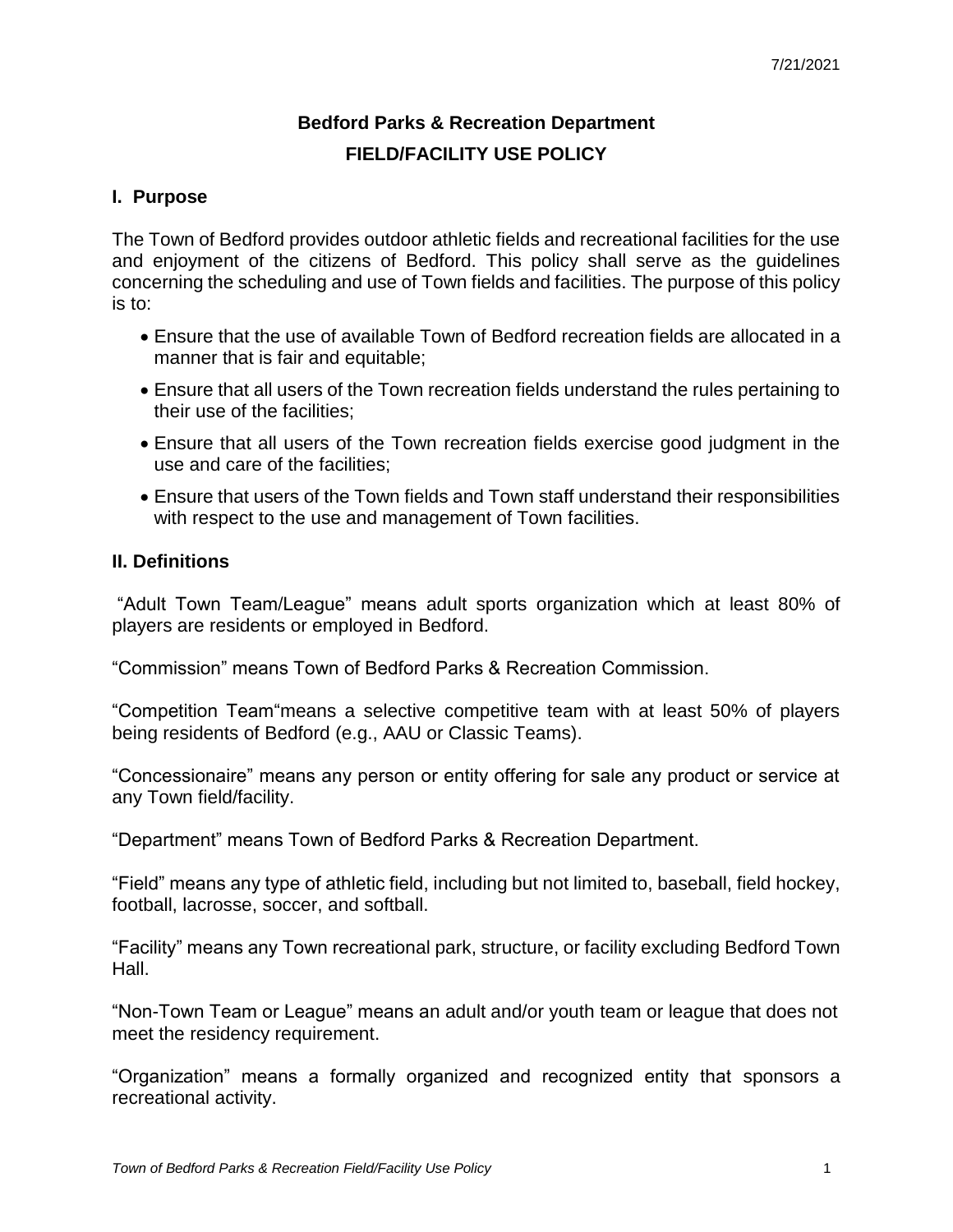7/21/2021

# Bedford Parks & Recreation Department

## FIELD/FACILITY USE POLICY

### I. Purpose

The Town of Bedford provides outdoor athletic fields and recreational facilities for the use and enjoyment of the citizens of Bedford. This policy shall serve as the guidelines concerning the scheduling and use of Town fields and facilities. The purpose of this policy is to:

- Ensure that the use of available Town of Bedford recreation fields are allocated in a manner that is fair and equitable;
- Ensure that all users of the Town recreation fields understand the rules pertaining to their use of the facilities;
- Ensure that all users of the Town recreation fields exercise good judgment in the use and care of the facilities;
- Ensure that users of the Town fields and Town staff understand their responsibilities with respect to the use and management of Town facilities.

### II. Definitions

"Adult Town Team/League" means adult sports organization which at least 80% of players are residents or employed in Bedford.

"Commission" means Town of Bedford Parks & Recreation Commission.

"Competition Team"means a selective competitive team with at least 50% of players being residents of Bedford (e.g., AAU or Classic Teams).

"Concessionaire" means any person or entity offering for sale any product or service at any Town field/facility.

"Department" means Town of Bedford Parks & Recreation Department.

"Field" means any type of athletic field, including but not limited to, baseball, field hockey, football, lacrosse, soccer, and softball.

"Facility" means any Town recreational park, structure, or facility excluding Bedford Town Hall.

"Non-Town Team or League" means an adult and/or youth team or league that does not meet the residency requirement.

"Organization" means a formally organized and recognized entity that sponsors a recreational activity.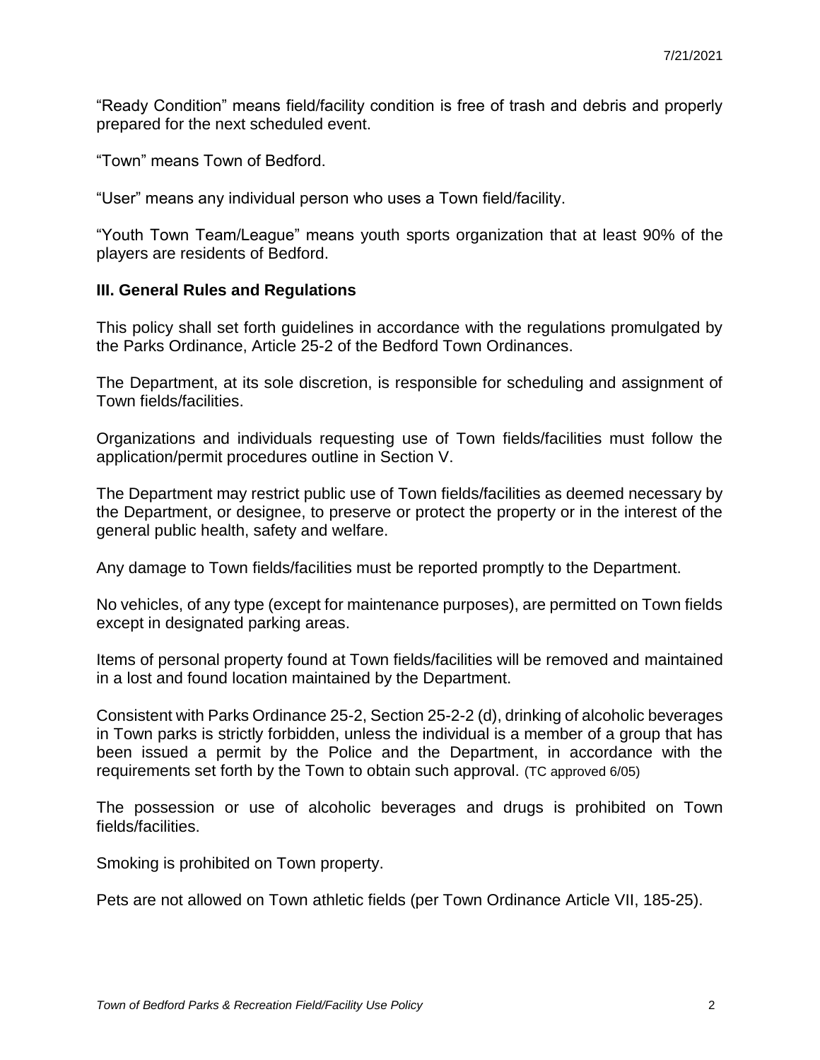"Ready Condition" means field/facility condition is free of trash and debris and properly prepared for the next scheduled event.

"Town" means Town of Bedford.

"User" means any individual person who uses a Town field/facility.

"Youth Town Team/League" means youth sports organization that at least 90% of the players are residents of Bedford.

### III. General Rules and Regulations

This policy shall set forth guidelines in accordance with the regulations promulgated by the Parks Ordinance, Article 25-2 of the Bedford Town Ordinances.

The Department, at its sole discretion, is responsible for scheduling and assignment of Town fields/facilities.

Organizations and individuals requesting use of Town fields/facilities must follow the application/permit procedures outline in Section V.

The Department may restrict public use of Town fields/facilities as deemed necessary by the Department, or designee, to preserve or protect the property or in the interest of the general public health, safety and welfare.

Any damage to Town fields/facilities must be reported promptly to the Department.

No vehicles, of any type (except for maintenance purposes), are permitted on Town fields except in designated parking areas.

Items of personal property found at Town fields/facilities will be removed and maintained in a lost and found location maintained by the Department.

Consistent with Parks Ordinance 25-2, Section 25-2-2 (d), drinking of alcoholic beverages in Town parks is strictly forbidden, unless the individual is a member of a group that has been issued a permit by the Police and the Department, in accordance with the requirements set forth by the Town to obtain such approval. (TC approved 6/05)

The possession or use of alcoholic beverages and drugs is prohibited on Town fields/facilities.

Smoking is prohibited on Town property.

Pets are not allowed on Town athletic fields (per Town Ordinance Article VII, 185-25).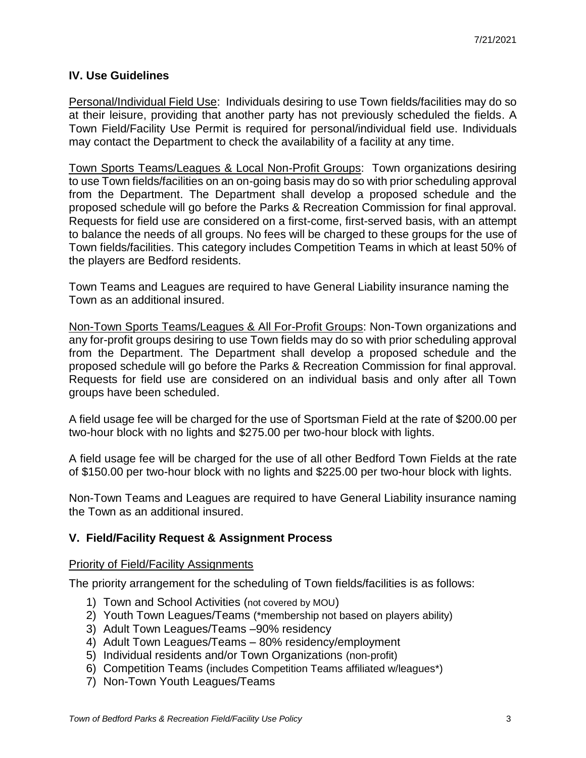## IV. Use Guidelines

Personal/Individual Field Use: Individuals desiring to use Town fields/facilities may do so at their leisure, providing that another party has not previously scheduled the fields. A Town Field/Facility Use Permit is required for personal/individual field use. Individuals may contact the Department to check the availability of a facility at any time.

Town Sports Teams/Leagues & Local Non-Profit Groups: Town organizations desiring to use Town fields/facilities on an on-going basis may do so with prior scheduling approval from the Department. The Department shall develop a proposed schedule and the proposed schedule will go before the Parks & Recreation Commission for final approval. Requests for field use are considered on a first-come, first-served basis, with an attempt to balance the needs of all groups. No fees will be charged to these groups for the use of Town fields/facilities. This category includes Competition Teams in which at least 50% of the players are Bedford residents.

Town Teams and Leagues are required to have General Liability insurance naming the Town as an additional insured.

Non-Town Sports Teams/Leagues & All For-Profit Groups: Non-Town organizations and any for-profit groups desiring to use Town fields may do so with prior scheduling approval from the Department. The Department shall develop a proposed schedule and the proposed schedule will go before the Parks & Recreation Commission for final approval. Requests for field use are considered on an individual basis and only after all Town groups have been scheduled.

A field usage fee will be charged for the use of Sportsman Field at the rate of $200.00 per two-hour block with no lights and $275.00 per two-hour block with lights.

A field usage fee will be charged for the use of all other Bedford Town Fields at the rate of $150.00 per two-hour block with no lights and $225.00 per two-hour block with lights.

Non-Town Teams and Leagues are required to have General Liability insurance naming the Town as an additional insured.

## V. Field/Facility Request & Assignment Process

Priority of Field/Facility Assignments

The priority arrangement for the scheduling of Town fields/facilities is as follows:

1) Town and School Activities (not covered by MOU)
2) Youth Town Leagues/Teams (*membership not based on players ability)
3) Adult Town Leagues/Teams –90% residency
4) Adult Town Leagues/Teams – 80% residency/employment
5) Individual residents and/or Town Organizations (non-profit)
6) Competition Teams (includes Competition Teams affiliated w/leagues*)
7) Non-Town Youth Leagues/Teams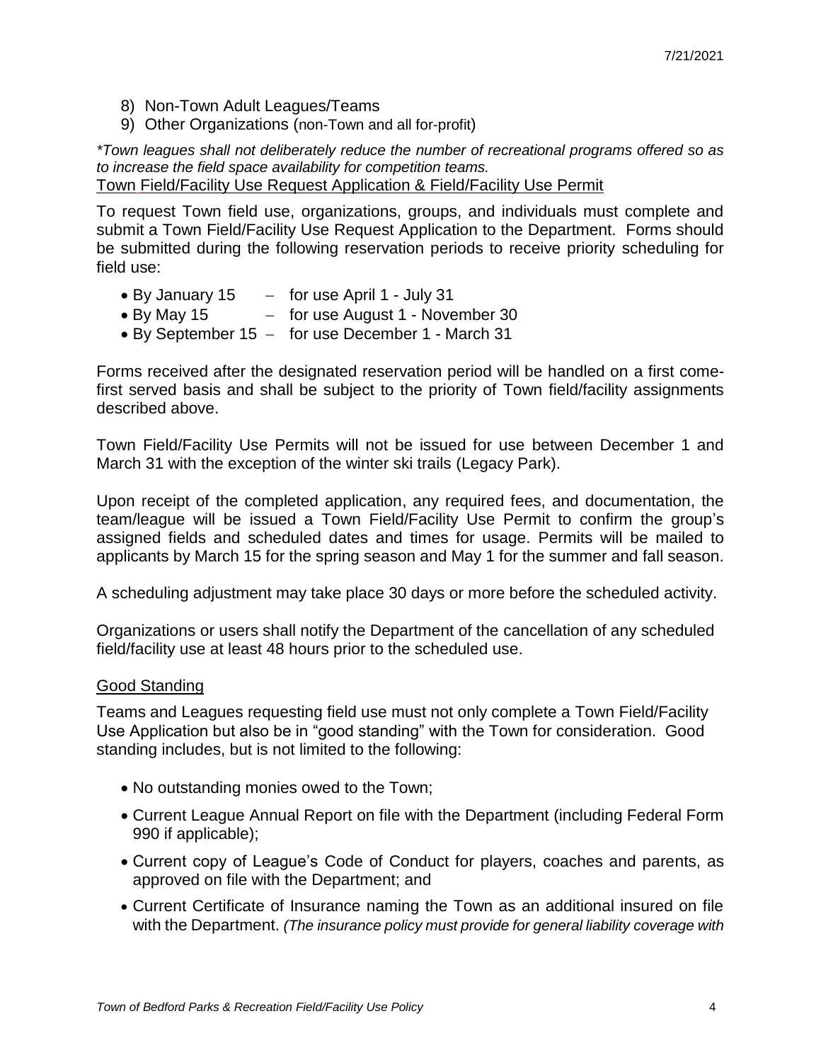8) Non-Town Adult Leagues/Teams
9) Other Organizations (non-Town and all for-profit)

*\*Town leagues shall not deliberately reduce the number of recreational programs offered so as to increase the field space availability for competition teams.*

Town Field/Facility Use Request Application & Field/Facility Use Permit

To request Town field use, organizations, groups, and individuals must complete and submit a Town Field/Facility Use Request Application to the Department. Forms should be submitted during the following reservation periods to receive priority scheduling for field use:

- By January 15 – for use April 1 - July 31
- By May 15 – for use August 1 - November 30
- By September 15 – for use December 1 - March 31

Forms received after the designated reservation period will be handled on a first come-first served basis and shall be subject to the priority of Town field/facility assignments described above.

Town Field/Facility Use Permits will not be issued for use between December 1 and March 31 with the exception of the winter ski trails (Legacy Park).

Upon receipt of the completed application, any required fees, and documentation, the team/league will be issued a Town Field/Facility Use Permit to confirm the group's assigned fields and scheduled dates and times for usage. Permits will be mailed to applicants by March 15 for the spring season and May 1 for the summer and fall season.

A scheduling adjustment may take place 30 days or more before the scheduled activity.

Organizations or users shall notify the Department of the cancellation of any scheduled field/facility use at least 48 hours prior to the scheduled use.

Good Standing

Teams and Leagues requesting field use must not only complete a Town Field/Facility Use Application but also be in "good standing" with the Town for consideration. Good standing includes, but is not limited to the following:

- No outstanding monies owed to the Town;
- Current League Annual Report on file with the Department (including Federal Form 990 if applicable);
- Current copy of League's Code of Conduct for players, coaches and parents, as approved on file with the Department; and
- Current Certificate of Insurance naming the Town as an additional insured on file with the Department. *(The insurance policy must provide for general liability coverage with*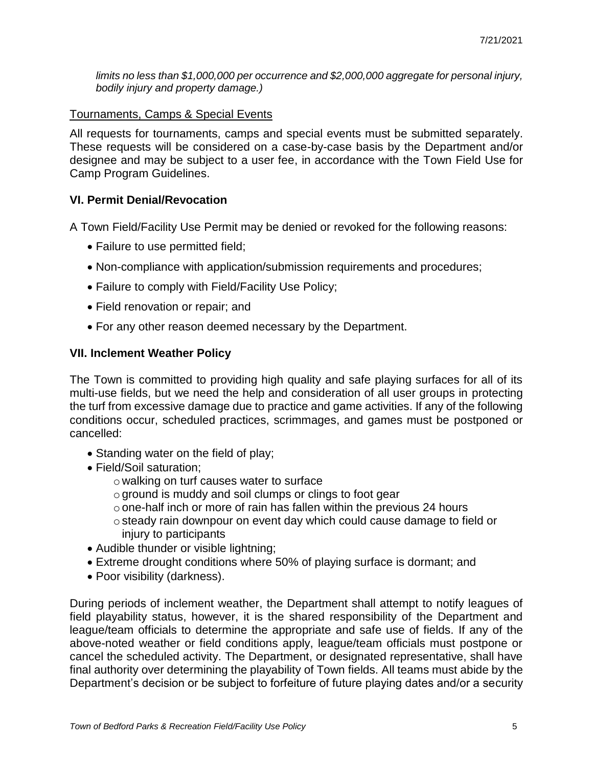*limits no less than $1,000,000 per occurrence and $2,000,000 aggregate for personal injury, bodily injury and property damage.)*

Tournaments, Camps & Special Events

All requests for tournaments, camps and special events must be submitted separately. These requests will be considered on a case-by-case basis by the Department and/or designee and may be subject to a user fee, in accordance with the Town Field Use for Camp Program Guidelines.

**VI. Permit Denial/Revocation**

A Town Field/Facility Use Permit may be denied or revoked for the following reasons:

- Failure to use permitted field;
- Non-compliance with application/submission requirements and procedures;
- Failure to comply with Field/Facility Use Policy;
- Field renovation or repair; and
- For any other reason deemed necessary by the Department.

**VII. Inclement Weather Policy**

The Town is committed to providing high quality and safe playing surfaces for all of its multi-use fields, but we need the help and consideration of all user groups in protecting the turf from excessive damage due to practice and game activities. If any of the following conditions occur, scheduled practices, scrimmages, and games must be postponed or cancelled:

- Standing water on the field of play;
- Field/Soil saturation;
  - walking on turf causes water to surface
  - ground is muddy and soil clumps or clings to foot gear
  - one-half inch or more of rain has fallen within the previous 24 hours
  - steady rain downpour on event day which could cause damage to field or injury to participants
- Audible thunder or visible lightning;
- Extreme drought conditions where 50% of playing surface is dormant; and
- Poor visibility (darkness).

During periods of inclement weather, the Department shall attempt to notify leagues of field playability status, however, it is the shared responsibility of the Department and league/team officials to determine the appropriate and safe use of fields. If any of the above-noted weather or field conditions apply, league/team officials must postpone or cancel the scheduled activity. The Department, or designated representative, shall have final authority over determining the playability of Town fields. All teams must abide by the Department's decision or be subject to forfeiture of future playing dates and/or a security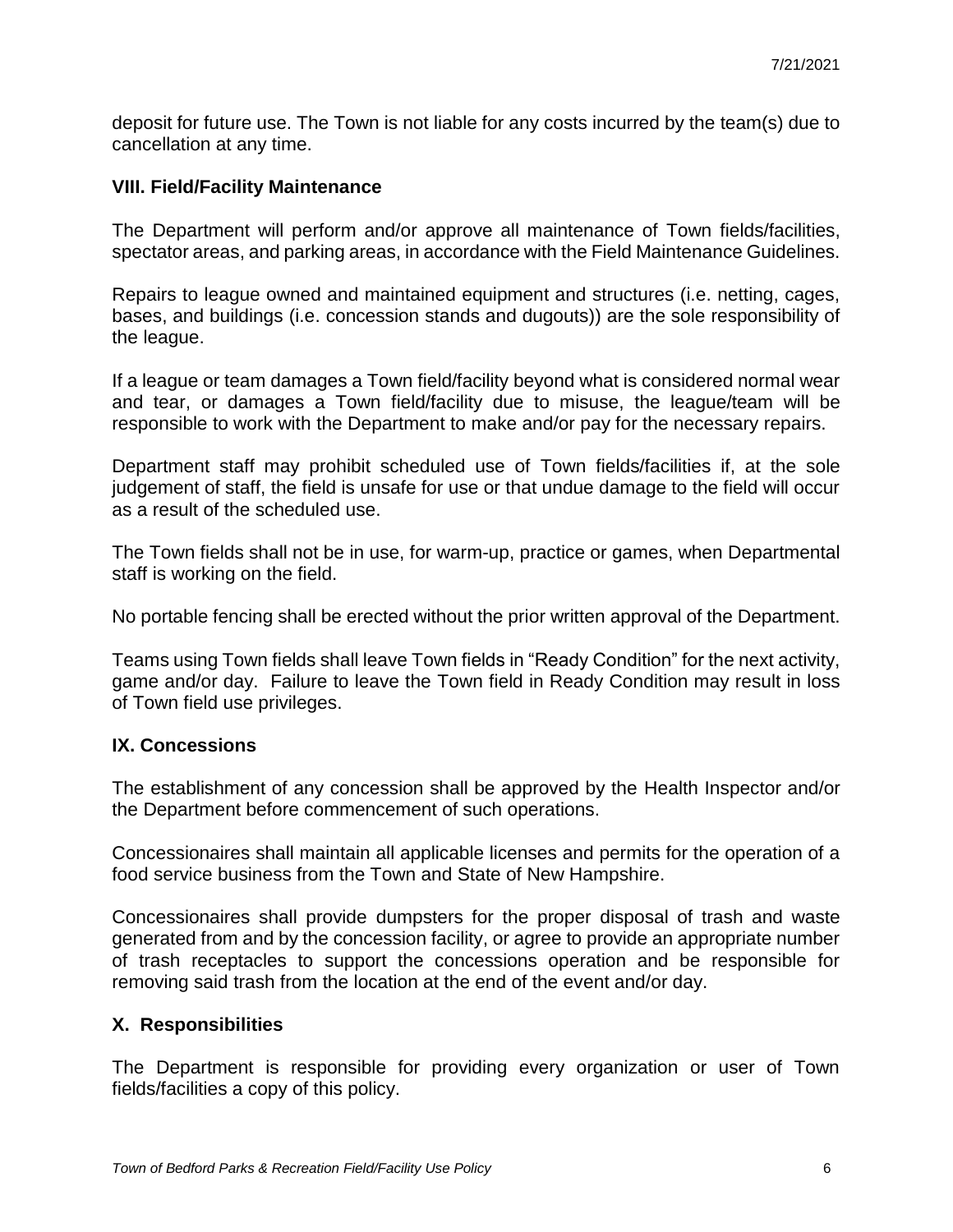deposit for future use. The Town is not liable for any costs incurred by the team(s) due to cancellation at any time.

## VIII. Field/Facility Maintenance

The Department will perform and/or approve all maintenance of Town fields/facilities, spectator areas, and parking areas, in accordance with the Field Maintenance Guidelines.

Repairs to league owned and maintained equipment and structures (i.e. netting, cages, bases, and buildings (i.e. concession stands and dugouts)) are the sole responsibility of the league.

If a league or team damages a Town field/facility beyond what is considered normal wear and tear, or damages a Town field/facility due to misuse, the league/team will be responsible to work with the Department to make and/or pay for the necessary repairs.

Department staff may prohibit scheduled use of Town fields/facilities if, at the sole judgement of staff, the field is unsafe for use or that undue damage to the field will occur as a result of the scheduled use.

The Town fields shall not be in use, for warm-up, practice or games, when Departmental staff is working on the field.

No portable fencing shall be erected without the prior written approval of the Department.

Teams using Town fields shall leave Town fields in "Ready Condition" for the next activity, game and/or day. Failure to leave the Town field in Ready Condition may result in loss of Town field use privileges.

## IX. Concessions

The establishment of any concession shall be approved by the Health Inspector and/or the Department before commencement of such operations.

Concessionaires shall maintain all applicable licenses and permits for the operation of a food service business from the Town and State of New Hampshire.

Concessionaires shall provide dumpsters for the proper disposal of trash and waste generated from and by the concession facility, or agree to provide an appropriate number of trash receptacles to support the concessions operation and be responsible for removing said trash from the location at the end of the event and/or day.

## X. Responsibilities

The Department is responsible for providing every organization or user of Town fields/facilities a copy of this policy.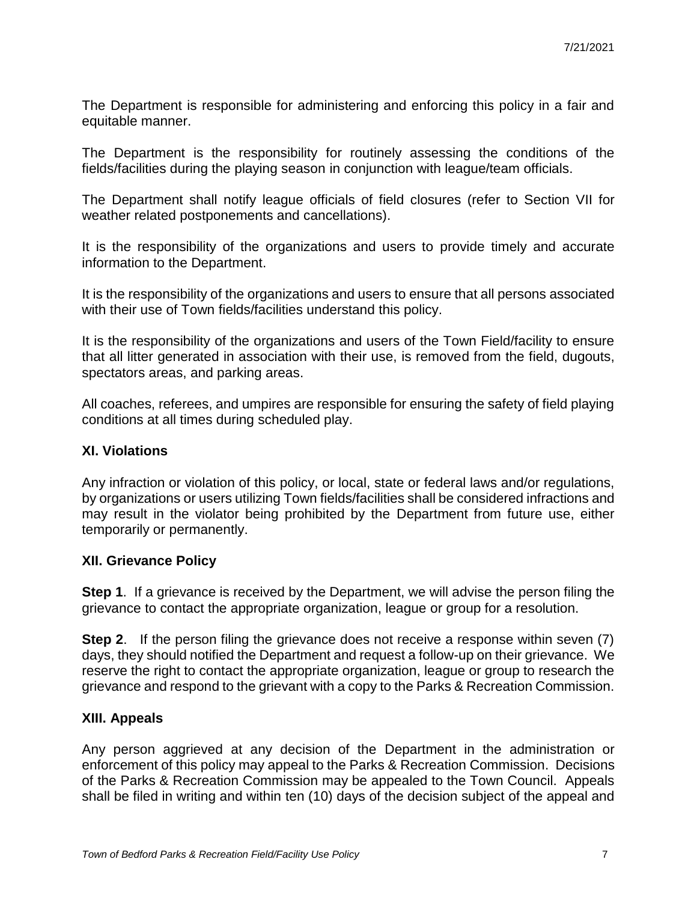The Department is responsible for administering and enforcing this policy in a fair and equitable manner.

The Department is the responsibility for routinely assessing the conditions of the fields/facilities during the playing season in conjunction with league/team officials.

The Department shall notify league officials of field closures (refer to Section VII for weather related postponements and cancellations).

It is the responsibility of the organizations and users to provide timely and accurate information to the Department.

It is the responsibility of the organizations and users to ensure that all persons associated with their use of Town fields/facilities understand this policy.

It is the responsibility of the organizations and users of the Town Field/facility to ensure that all litter generated in association with their use, is removed from the field, dugouts, spectators areas, and parking areas.

All coaches, referees, and umpires are responsible for ensuring the safety of field playing conditions at all times during scheduled play.

## XI. Violations

Any infraction or violation of this policy, or local, state or federal laws and/or regulations, by organizations or users utilizing Town fields/facilities shall be considered infractions and may result in the violator being prohibited by the Department from future use, either temporarily or permanently.

## XII. Grievance Policy

**Step 1**. If a grievance is received by the Department, we will advise the person filing the grievance to contact the appropriate organization, league or group for a resolution.

**Step 2**. If the person filing the grievance does not receive a response within seven (7) days, they should notified the Department and request a follow-up on their grievance. We reserve the right to contact the appropriate organization, league or group to research the grievance and respond to the grievant with a copy to the Parks & Recreation Commission.

## XIII. Appeals

Any person aggrieved at any decision of the Department in the administration or enforcement of this policy may appeal to the Parks & Recreation Commission. Decisions of the Parks & Recreation Commission may be appealed to the Town Council. Appeals shall be filed in writing and within ten (10) days of the decision subject of the appeal and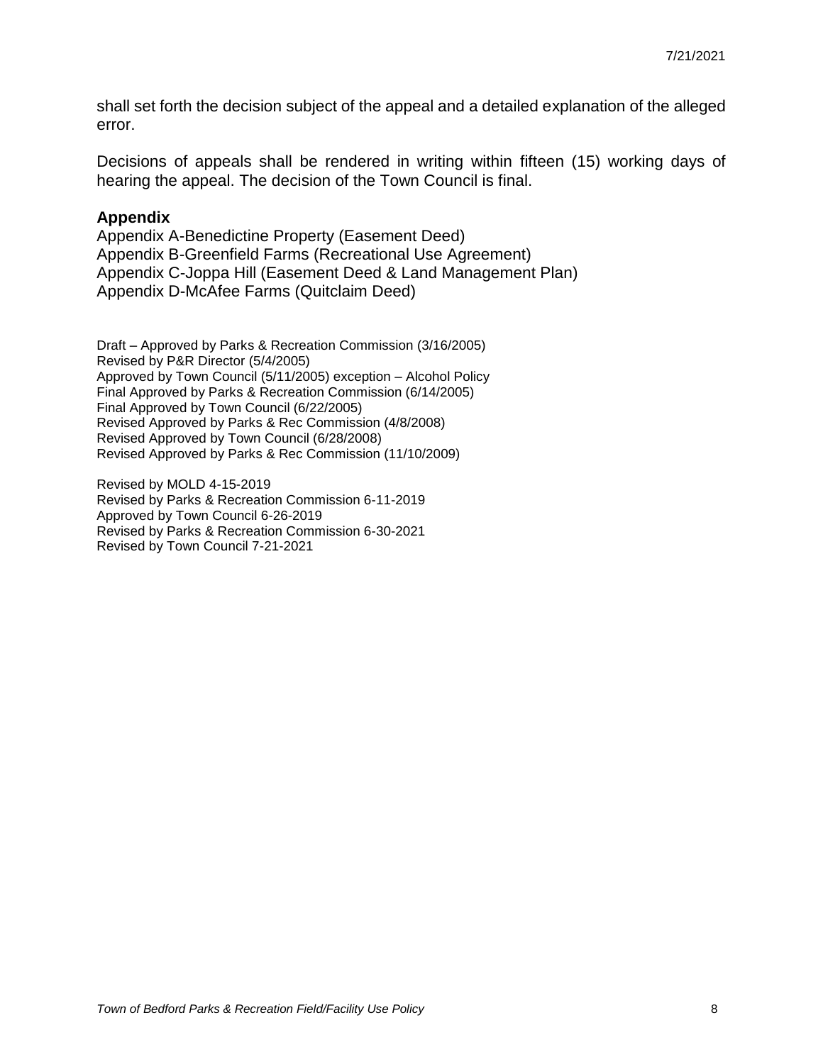shall set forth the decision subject of the appeal and a detailed explanation of the alleged error.

Decisions of appeals shall be rendered in writing within fifteen (15) working days of hearing the appeal. The decision of the Town Council is final.

### Appendix

Appendix A-Benedictine Property (Easement Deed)
Appendix B-Greenfield Farms (Recreational Use Agreement)
Appendix C-Joppa Hill (Easement Deed & Land Management Plan)
Appendix D-McAfee Farms (Quitclaim Deed)

Draft – Approved by Parks & Recreation Commission (3/16/2005)
Revised by P&R Director (5/4/2005)
Approved by Town Council (5/11/2005) exception – Alcohol Policy
Final Approved by Parks & Recreation Commission (6/14/2005)
Final Approved by Town Council (6/22/2005)
Revised Approved by Parks & Rec Commission (4/8/2008)
Revised Approved by Town Council (6/28/2008)
Revised Approved by Parks & Rec Commission (11/10/2009)

Revised by MOLD 4-15-2019
Revised by Parks & Recreation Commission 6-11-2019
Approved by Town Council 6-26-2019
Revised by Parks & Recreation Commission 6-30-2021
Revised by Town Council 7-21-2021